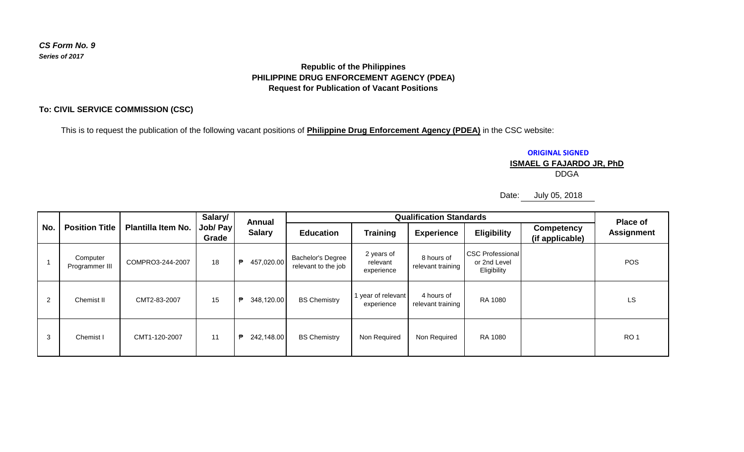*CS Form No. 9*
***Series of 2017***

**Republic of the Philippines**
**PHILIPPINE DRUG ENFORCEMENT AGENCY (PDEA)**
**Request for Publication of Vacant Positions**

**To: CIVIL SERVICE COMMISSION (CSC)**

This is to request the publication of the following vacant positions of **Philippine Drug Enforcement Agency (PDEA)** in the CSC website:

**ORIGINAL SIGNED**
**ISMAEL G FAJARDO JR, PhD**
DDGA

Date: July 05, 2018

| No. | Position Title | Plantilla Item No. | Salary/ Job/ Pay Grade | Annual Salary | Qualification Standards | | | | | Place of Assignment |
|---|---|---|---|---|---|---|---|---|---|---|
| | | | | | Education | Training | Experience | Eligibility | Competency (if applicable) | |
| 1 | Computer Programmer III | COMPRO3-244-2007 | 18 | ₱ 457,020.00 | Bachelor's Degree relevant to the job | 2 years of relevant experience | 8 hours of relevant training | CSC Professional or 2nd Level Eligibility | | POS |
| 2 | Chemist II | CMT2-83-2007 | 15 | ₱ 348,120.00 | BS Chemistry | 1 year of relevant experience | 4 hours of relevant training | RA 1080 | | LS |
| 3 | Chemist I | CMT1-120-2007 | 11 | ₱ 242,148.00 | BS Chemistry | Non Required | Non Required | RA 1080 | | RO 1 |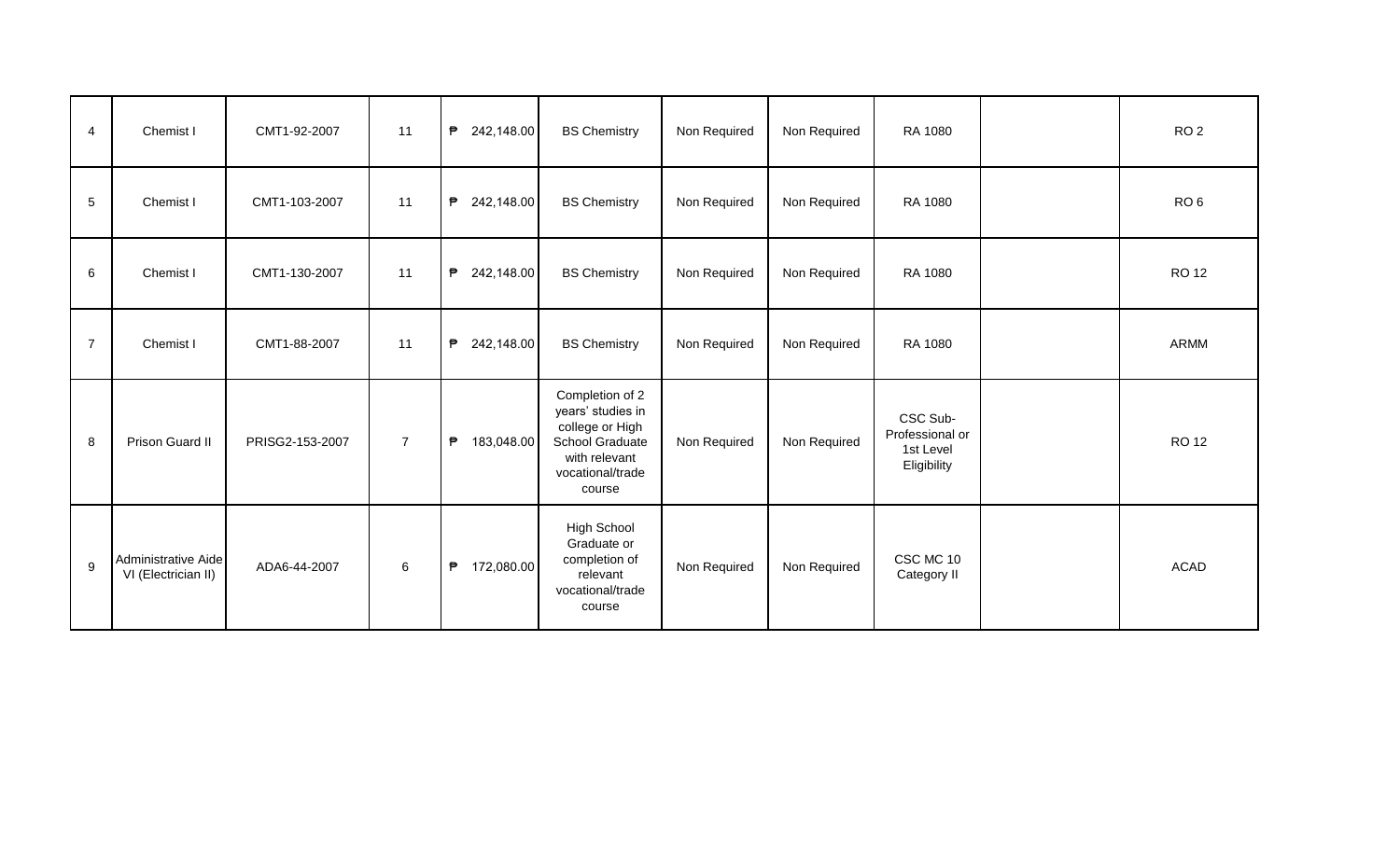| 4 | Chemist I | CMT1-92-2007 | 11 | ₱ 242,148.00 | BS Chemistry | Non Required | Non Required | RA 1080 | | RO 2 |
|---|---|---|---|---|---|---|---|---|---|---|
| 5 | Chemist I | CMT1-103-2007 | 11 | ₱ 242,148.00 | BS Chemistry | Non Required | Non Required | RA 1080 | | RO 6 |
| 6 | Chemist I | CMT1-130-2007 | 11 | ₱ 242,148.00 | BS Chemistry | Non Required | Non Required | RA 1080 | | RO 12 |
| 7 | Chemist I | CMT1-88-2007 | 11 | ₱ 242,148.00 | BS Chemistry | Non Required | Non Required | RA 1080 | | ARMM |
| 8 | Prison Guard II | PRISG2-153-2007 | 7 | ₱ 183,048.00 | Completion of 2 years' studies in college or High School Graduate with relevant vocational/trade course | Non Required | Non Required | CSC Sub-Professional or 1st Level Eligibility | | RO 12 |
| 9 | Administrative Aide VI (Electrician II) | ADA6-44-2007 | 6 | ₱ 172,080.00 | High School Graduate or completion of relevant vocational/trade course | Non Required | Non Required | CSC MC 10 Category II | | ACAD |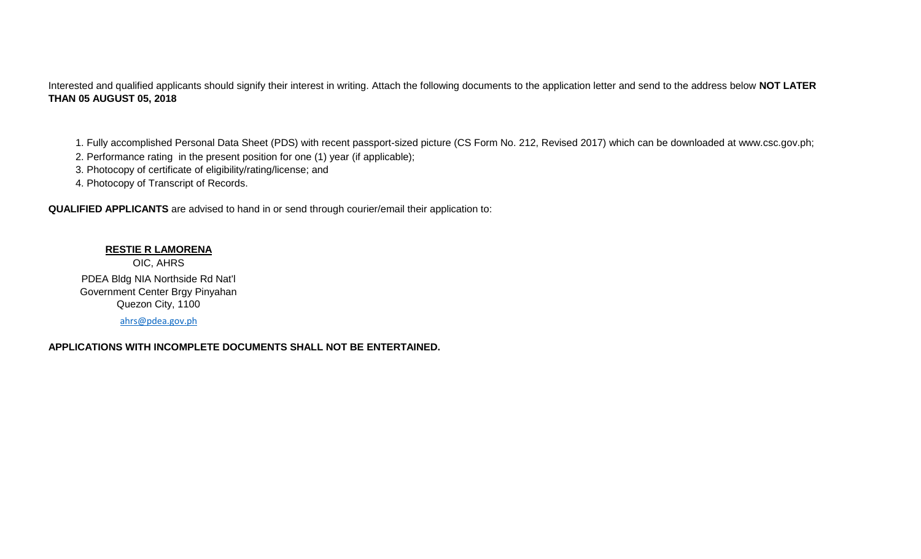Interested and qualified applicants should signify their interest in writing. Attach the following documents to the application letter and send to the address below **NOT LATER THAN 05 AUGUST 05, 2018**

1. Fully accomplished Personal Data Sheet (PDS) with recent passport-sized picture (CS Form No. 212, Revised 2017) which can be downloaded at www.csc.gov.ph;
2. Performance rating in the present position for one (1) year (if applicable);
3. Photocopy of certificate of eligibility/rating/license; and
4. Photocopy of Transcript of Records.

**QUALIFIED APPLICANTS** are advised to hand in or send through courier/email their application to:

**RESTIE R LAMORENA**
OIC, AHRS
PDEA Bldg NIA Northside Rd Nat'l
Government Center Brgy Pinyahan
Quezon City, 1100
ahrs@pdea.gov.ph

**APPLICATIONS WITH INCOMPLETE DOCUMENTS SHALL NOT BE ENTERTAINED.**